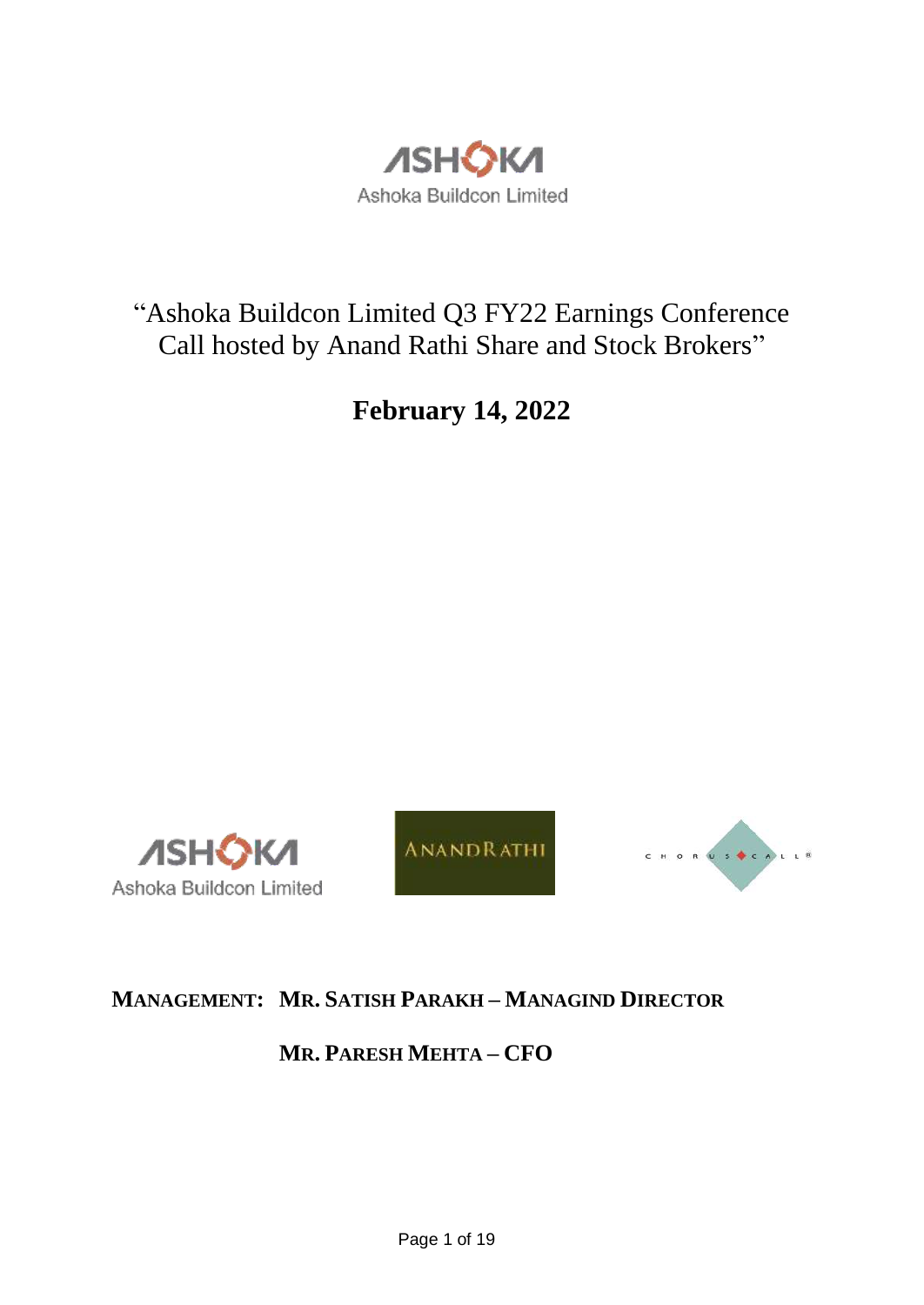Ashoka Buildcon Limited

# "Ashoka Buildcon Limited Q3 FY22 Earnings Conference Call hosted by Anand Rathi Share and Stock Brokers"

## February 14, 2022

Ashoka Buildcon Limited

ANANDRATHI

CHORUS CALL®

**MANAGEMENT: MR. SATISH PARAKH – MANAGIND DIRECTOR**

**MR. PARESH MEHTA – CFO**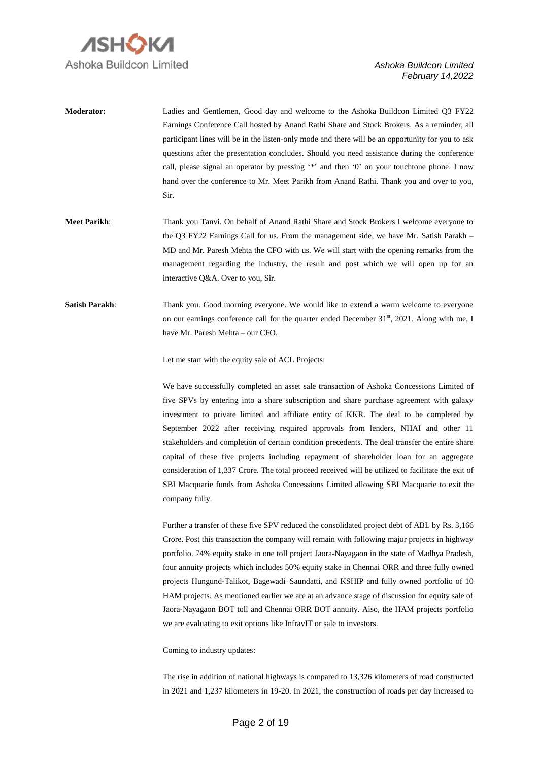**Moderator:** Ladies and Gentlemen, Good day and welcome to the Ashoka Buildcon Limited Q3 FY22 Earnings Conference Call hosted by Anand Rathi Share and Stock Brokers. As a reminder, all participant lines will be in the listen-only mode and there will be an opportunity for you to ask questions after the presentation concludes. Should you need assistance during the conference call, please signal an operator by pressing '*' and then '0' on your touchtone phone. I now hand over the conference to Mr. Meet Parikh from Anand Rathi. Thank you and over to you, Sir.

**Meet Parikh**: Thank you Tanvi. On behalf of Anand Rathi Share and Stock Brokers I welcome everyone to the Q3 FY22 Earnings Call for us. From the management side, we have Mr. Satish Parakh – MD and Mr. Paresh Mehta the CFO with us. We will start with the opening remarks from the management regarding the industry, the result and post which we will open up for an interactive Q&A. Over to you, Sir.

**Satish Parakh**: Thank you. Good morning everyone. We would like to extend a warm welcome to everyone on our earnings conference call for the quarter ended December 31st, 2021. Along with me, I have Mr. Paresh Mehta – our CFO.

Let me start with the equity sale of ACL Projects:

We have successfully completed an asset sale transaction of Ashoka Concessions Limited of five SPVs by entering into a share subscription and share purchase agreement with galaxy investment to private limited and affiliate entity of KKR. The deal to be completed by September 2022 after receiving required approvals from lenders, NHAI and other 11 stakeholders and completion of certain condition precedents. The deal transfer the entire share capital of these five projects including repayment of shareholder loan for an aggregate consideration of 1,337 Crore. The total proceed received will be utilized to facilitate the exit of SBI Macquarie funds from Ashoka Concessions Limited allowing SBI Macquarie to exit the company fully.

Further a transfer of these five SPV reduced the consolidated project debt of ABL by Rs. 3,166 Crore. Post this transaction the company will remain with following major projects in highway portfolio. 74% equity stake in one toll project Jaora-Nayagaon in the state of Madhya Pradesh, four annuity projects which includes 50% equity stake in Chennai ORR and three fully owned projects Hungund-Talikot, Bagewadi–Saundatti, and KSHIP and fully owned portfolio of 10 HAM projects. As mentioned earlier we are at an advance stage of discussion for equity sale of Jaora-Nayagaon BOT toll and Chennai ORR BOT annuity. Also, the HAM projects portfolio we are evaluating to exit options like InfravIT or sale to investors.

Coming to industry updates:

The rise in addition of national highways is compared to 13,326 kilometers of road constructed in 2021 and 1,237 kilometers in 19-20. In 2021, the construction of roads per day increased to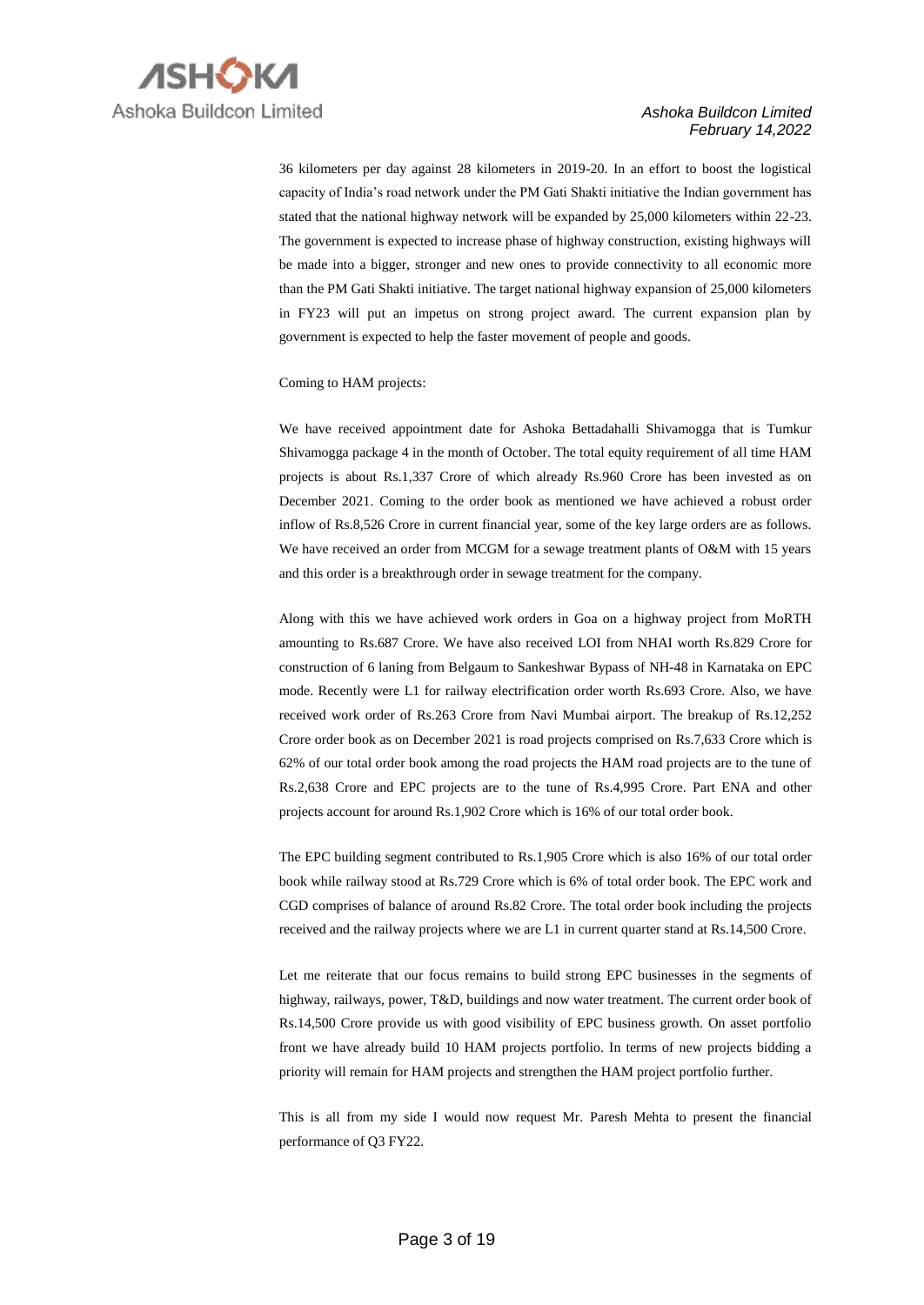36 kilometers per day against 28 kilometers in 2019-20. In an effort to boost the logistical capacity of India's road network under the PM Gati Shakti initiative the Indian government has stated that the national highway network will be expanded by 25,000 kilometers within 22-23. The government is expected to increase phase of highway construction, existing highways will be made into a bigger, stronger and new ones to provide connectivity to all economic more than the PM Gati Shakti initiative. The target national highway expansion of 25,000 kilometers in FY23 will put an impetus on strong project award. The current expansion plan by government is expected to help the faster movement of people and goods.

Coming to HAM projects:

We have received appointment date for Ashoka Bettadahalli Shivamogga that is Tumkur Shivamogga package 4 in the month of October. The total equity requirement of all time HAM projects is about Rs.1,337 Crore of which already Rs.960 Crore has been invested as on December 2021. Coming to the order book as mentioned we have achieved a robust order inflow of Rs.8,526 Crore in current financial year, some of the key large orders are as follows. We have received an order from MCGM for a sewage treatment plants of O&M with 15 years and this order is a breakthrough order in sewage treatment for the company.

Along with this we have achieved work orders in Goa on a highway project from MoRTH amounting to Rs.687 Crore. We have also received LOI from NHAI worth Rs.829 Crore for construction of 6 laning from Belgaum to Sankeshwar Bypass of NH-48 in Karnataka on EPC mode. Recently were L1 for railway electrification order worth Rs.693 Crore. Also, we have received work order of Rs.263 Crore from Navi Mumbai airport. The breakup of Rs.12,252 Crore order book as on December 2021 is road projects comprised on Rs.7,633 Crore which is 62% of our total order book among the road projects the HAM road projects are to the tune of Rs.2,638 Crore and EPC projects are to the tune of Rs.4,995 Crore. Part ENA and other projects account for around Rs.1,902 Crore which is 16% of our total order book.

The EPC building segment contributed to Rs.1,905 Crore which is also 16% of our total order book while railway stood at Rs.729 Crore which is 6% of total order book. The EPC work and CGD comprises of balance of around Rs.82 Crore. The total order book including the projects received and the railway projects where we are L1 in current quarter stand at Rs.14,500 Crore.

Let me reiterate that our focus remains to build strong EPC businesses in the segments of highway, railways, power, T&D, buildings and now water treatment. The current order book of Rs.14,500 Crore provide us with good visibility of EPC business growth. On asset portfolio front we have already build 10 HAM projects portfolio. In terms of new projects bidding a priority will remain for HAM projects and strengthen the HAM project portfolio further.

This is all from my side I would now request Mr. Paresh Mehta to present the financial performance of Q3 FY22.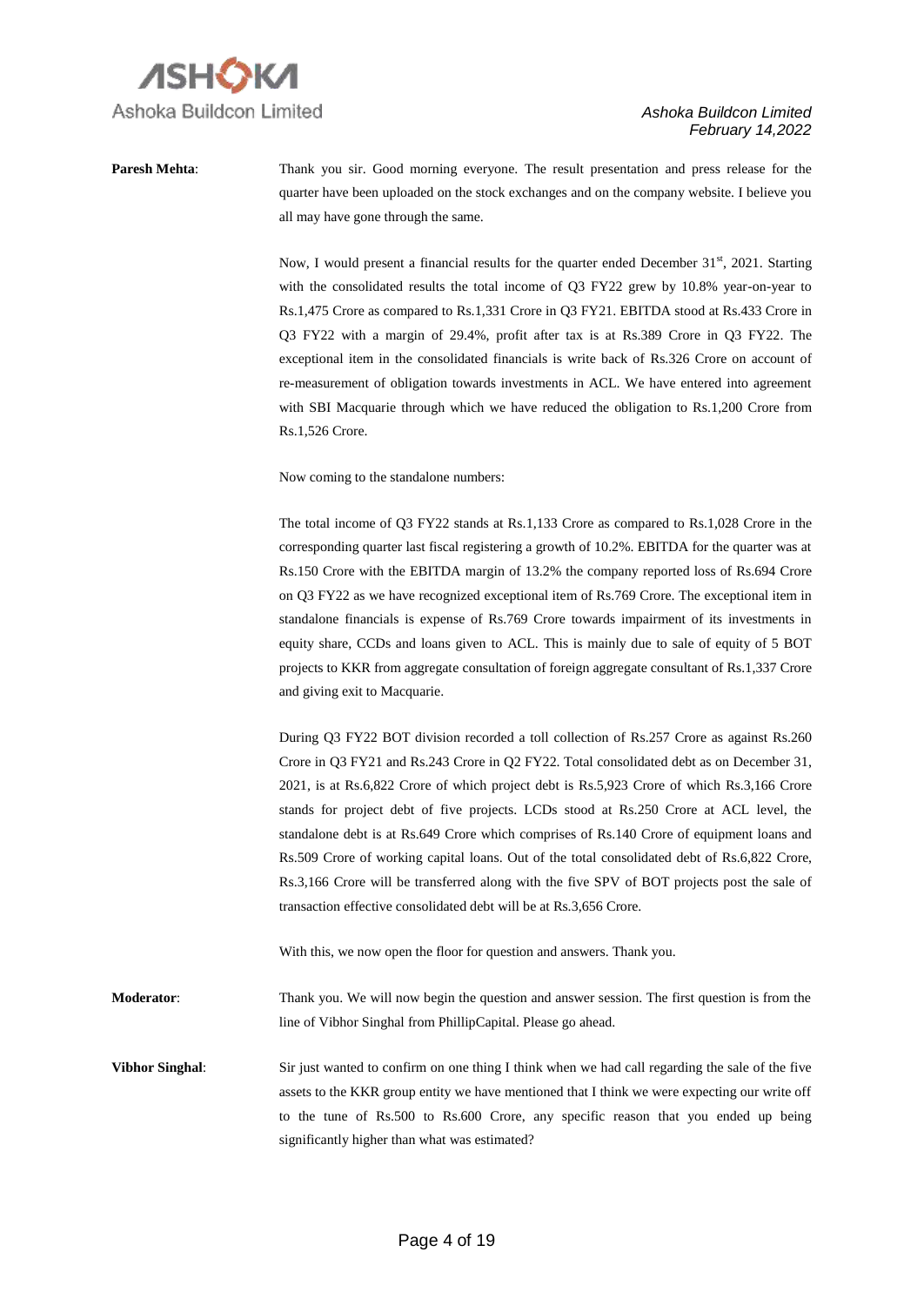**Paresh Mehta**: Thank you sir. Good morning everyone. The result presentation and press release for the quarter have been uploaded on the stock exchanges and on the company website. I believe you all may have gone through the same.

Now, I would present a financial results for the quarter ended December 31st, 2021. Starting with the consolidated results the total income of Q3 FY22 grew by 10.8% year-on-year to Rs.1,475 Crore as compared to Rs.1,331 Crore in Q3 FY21. EBITDA stood at Rs.433 Crore in Q3 FY22 with a margin of 29.4%, profit after tax is at Rs.389 Crore in Q3 FY22. The exceptional item in the consolidated financials is write back of Rs.326 Crore on account of re-measurement of obligation towards investments in ACL. We have entered into agreement with SBI Macquarie through which we have reduced the obligation to Rs.1,200 Crore from Rs.1,526 Crore.

Now coming to the standalone numbers:

The total income of Q3 FY22 stands at Rs.1,133 Crore as compared to Rs.1,028 Crore in the corresponding quarter last fiscal registering a growth of 10.2%. EBITDA for the quarter was at Rs.150 Crore with the EBITDA margin of 13.2% the company reported loss of Rs.694 Crore on Q3 FY22 as we have recognized exceptional item of Rs.769 Crore. The exceptional item in standalone financials is expense of Rs.769 Crore towards impairment of its investments in equity share, CCDs and loans given to ACL. This is mainly due to sale of equity of 5 BOT projects to KKR from aggregate consultation of foreign aggregate consultant of Rs.1,337 Crore and giving exit to Macquarie.

During Q3 FY22 BOT division recorded a toll collection of Rs.257 Crore as against Rs.260 Crore in Q3 FY21 and Rs.243 Crore in Q2 FY22. Total consolidated debt as on December 31, 2021, is at Rs.6,822 Crore of which project debt is Rs.5,923 Crore of which Rs.3,166 Crore stands for project debt of five projects. LCDs stood at Rs.250 Crore at ACL level, the standalone debt is at Rs.649 Crore which comprises of Rs.140 Crore of equipment loans and Rs.509 Crore of working capital loans. Out of the total consolidated debt of Rs.6,822 Crore, Rs.3,166 Crore will be transferred along with the five SPV of BOT projects post the sale of transaction effective consolidated debt will be at Rs.3,656 Crore.

With this, we now open the floor for question and answers. Thank you.

**Moderator**: Thank you. We will now begin the question and answer session. The first question is from the line of Vibhor Singhal from PhillipCapital. Please go ahead.

**Vibhor Singhal**: Sir just wanted to confirm on one thing I think when we had call regarding the sale of the five assets to the KKR group entity we have mentioned that I think we were expecting our write off to the tune of Rs.500 to Rs.600 Crore, any specific reason that you ended up being significantly higher than what was estimated?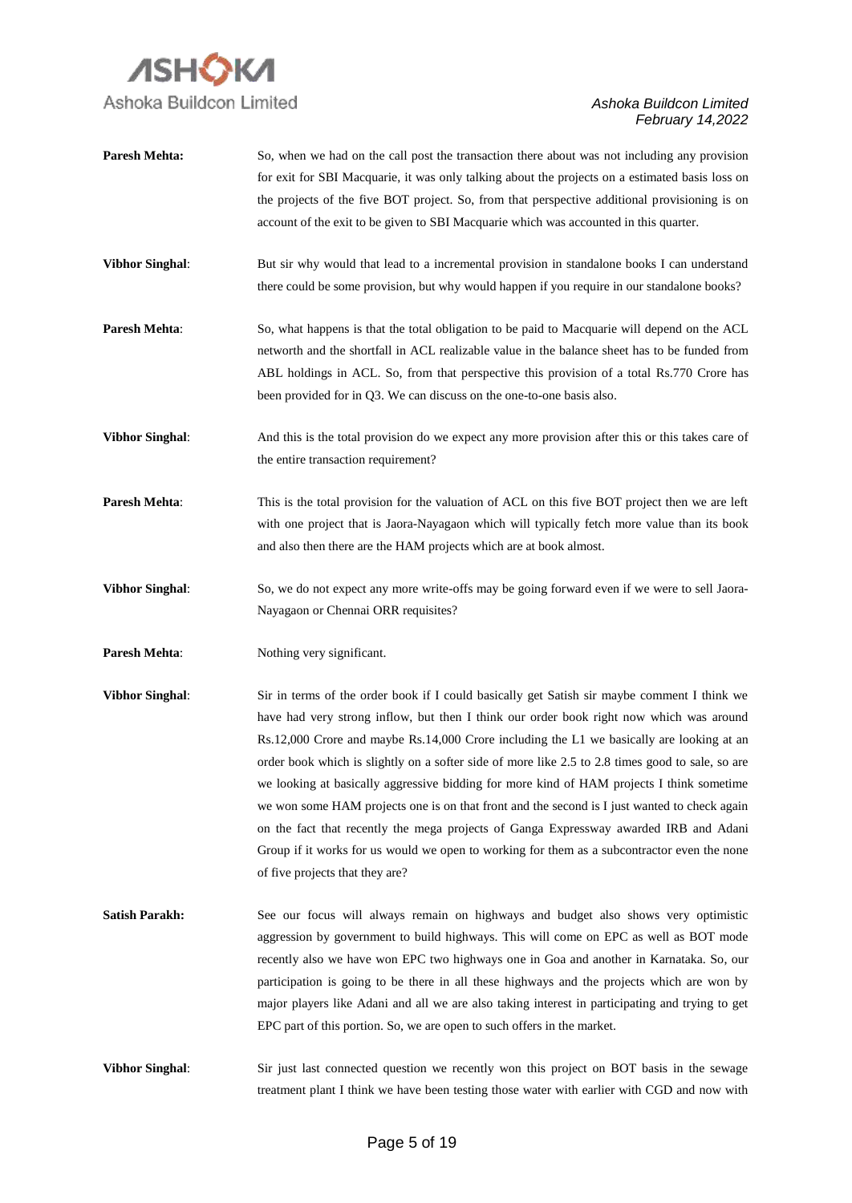**Paresh Mehta:** So, when we had on the call post the transaction there about was not including any provision for exit for SBI Macquarie, it was only talking about the projects on a estimated basis loss on the projects of the five BOT project. So, from that perspective additional provisioning is on account of the exit to be given to SBI Macquarie which was accounted in this quarter.

**Vibhor Singhal**: But sir why would that lead to a incremental provision in standalone books I can understand there could be some provision, but why would happen if you require in our standalone books?

**Paresh Mehta**: So, what happens is that the total obligation to be paid to Macquarie will depend on the ACL networth and the shortfall in ACL realizable value in the balance sheet has to be funded from ABL holdings in ACL. So, from that perspective this provision of a total Rs.770 Crore has been provided for in Q3. We can discuss on the one-to-one basis also.

**Vibhor Singhal**: And this is the total provision do we expect any more provision after this or this takes care of the entire transaction requirement?

**Paresh Mehta**: This is the total provision for the valuation of ACL on this five BOT project then we are left with one project that is Jaora-Nayagaon which will typically fetch more value than its book and also then there are the HAM projects which are at book almost.

**Vibhor Singhal**: So, we do not expect any more write-offs may be going forward even if we were to sell Jaora-Nayagaon or Chennai ORR requisites?

**Paresh Mehta**: Nothing very significant.

**Vibhor Singhal**: Sir in terms of the order book if I could basically get Satish sir maybe comment I think we have had very strong inflow, but then I think our order book right now which was around Rs.12,000 Crore and maybe Rs.14,000 Crore including the L1 we basically are looking at an order book which is slightly on a softer side of more like 2.5 to 2.8 times good to sale, so are we looking at basically aggressive bidding for more kind of HAM projects I think sometime we won some HAM projects one is on that front and the second is I just wanted to check again on the fact that recently the mega projects of Ganga Expressway awarded IRB and Adani Group if it works for us would we open to working for them as a subcontractor even the none of five projects that they are?

**Satish Parakh:** See our focus will always remain on highways and budget also shows very optimistic aggression by government to build highways. This will come on EPC as well as BOT mode recently also we have won EPC two highways one in Goa and another in Karnataka. So, our participation is going to be there in all these highways and the projects which are won by major players like Adani and all we are also taking interest in participating and trying to get EPC part of this portion. So, we are open to such offers in the market.

**Vibhor Singhal**: Sir just last connected question we recently won this project on BOT basis in the sewage treatment plant I think we have been testing those water with earlier with CGD and now with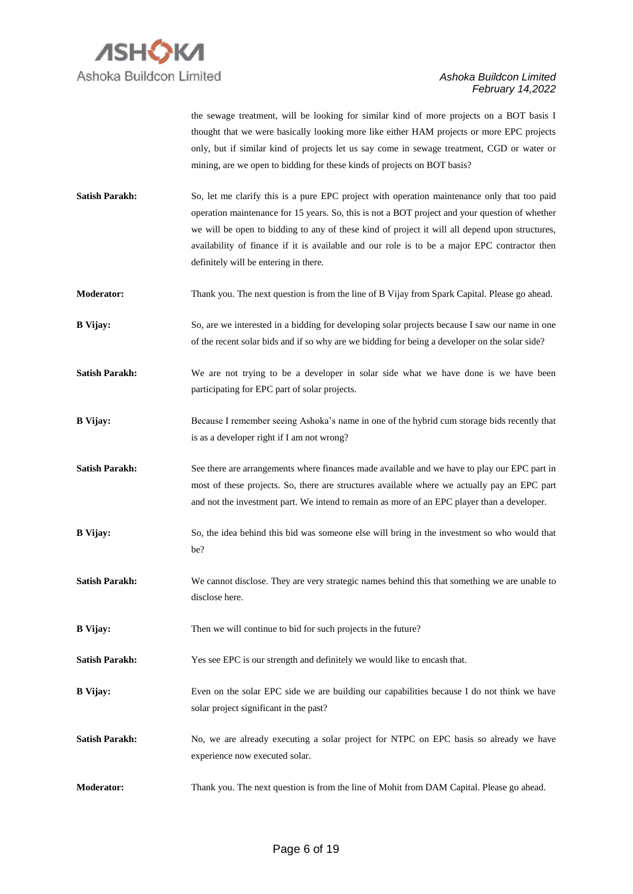the sewage treatment, will be looking for similar kind of more projects on a BOT basis I thought that we were basically looking more like either HAM projects or more EPC projects only, but if similar kind of projects let us say come in sewage treatment, CGD or water or mining, are we open to bidding for these kinds of projects on BOT basis?

**Satish Parakh:** So, let me clarify this is a pure EPC project with operation maintenance only that too paid operation maintenance for 15 years. So, this is not a BOT project and your question of whether we will be open to bidding to any of these kind of project it will all depend upon structures, availability of finance if it is available and our role is to be a major EPC contractor then definitely will be entering in there.

**Moderator:** Thank you. The next question is from the line of B Vijay from Spark Capital. Please go ahead.

**B Vijay:** So, are we interested in a bidding for developing solar projects because I saw our name in one of the recent solar bids and if so why are we bidding for being a developer on the solar side?

**Satish Parakh:** We are not trying to be a developer in solar side what we have done is we have been participating for EPC part of solar projects.

**B Vijay:** Because I remember seeing Ashoka's name in one of the hybrid cum storage bids recently that is as a developer right if I am not wrong?

**Satish Parakh:** See there are arrangements where finances made available and we have to play our EPC part in most of these projects. So, there are structures available where we actually pay an EPC part and not the investment part. We intend to remain as more of an EPC player than a developer.

**B Vijay:** So, the idea behind this bid was someone else will bring in the investment so who would that be?

**Satish Parakh:** We cannot disclose. They are very strategic names behind this that something we are unable to disclose here.

**B Vijay:** Then we will continue to bid for such projects in the future?

**Satish Parakh:** Yes see EPC is our strength and definitely we would like to encash that.

**B Vijay:** Even on the solar EPC side we are building our capabilities because I do not think we have solar project significant in the past?

**Satish Parakh:** No, we are already executing a solar project for NTPC on EPC basis so already we have experience now executed solar.

**Moderator:** Thank you. The next question is from the line of Mohit from DAM Capital. Please go ahead.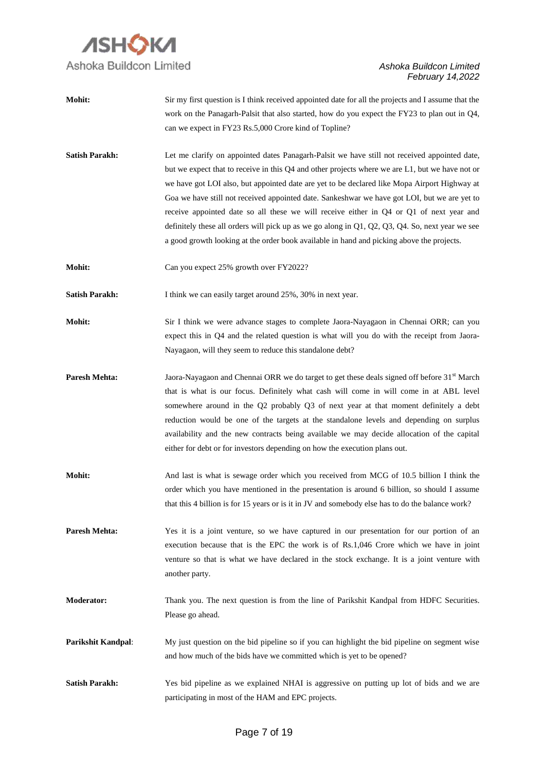**Mohit:** Sir my first question is I think received appointed date for all the projects and I assume that the work on the Panagarh-Palsit that also started, how do you expect the FY23 to plan out in Q4, can we expect in FY23 Rs.5,000 Crore kind of Topline?

**Satish Parakh:** Let me clarify on appointed dates Panagarh-Palsit we have still not received appointed date, but we expect that to receive in this Q4 and other projects where we are L1, but we have not or we have got LOI also, but appointed date are yet to be declared like Mopa Airport Highway at Goa we have still not received appointed date. Sankeshwar we have got LOI, but we are yet to receive appointed date so all these we will receive either in Q4 or Q1 of next year and definitely these all orders will pick up as we go along in Q1, Q2, Q3, Q4. So, next year we see a good growth looking at the order book available in hand and picking above the projects.

**Mohit:** Can you expect 25% growth over FY2022?

**Satish Parakh:** I think we can easily target around 25%, 30% in next year.

**Mohit:** Sir I think we were advance stages to complete Jaora-Nayagaon in Chennai ORR; can you expect this in Q4 and the related question is what will you do with the receipt from Jaora-Nayagaon, will they seem to reduce this standalone debt?

**Paresh Mehta:** Jaora-Nayagaon and Chennai ORR we do target to get these deals signed off before 31st March that is what is our focus. Definitely what cash will come in will come in at ABL level somewhere around in the Q2 probably Q3 of next year at that moment definitely a debt reduction would be one of the targets at the standalone levels and depending on surplus availability and the new contracts being available we may decide allocation of the capital either for debt or for investors depending on how the execution plans out.

**Mohit:** And last is what is sewage order which you received from MCG of 10.5 billion I think the order which you have mentioned in the presentation is around 6 billion, so should I assume that this 4 billion is for 15 years or is it in JV and somebody else has to do the balance work?

**Paresh Mehta:** Yes it is a joint venture, so we have captured in our presentation for our portion of an execution because that is the EPC the work is of Rs.1,046 Crore which we have in joint venture so that is what we have declared in the stock exchange. It is a joint venture with another party.

**Moderator:** Thank you. The next question is from the line of Parikshit Kandpal from HDFC Securities. Please go ahead.

**Parikshit Kandpal**: My just question on the bid pipeline so if you can highlight the bid pipeline on segment wise and how much of the bids have we committed which is yet to be opened?

**Satish Parakh:** Yes bid pipeline as we explained NHAI is aggressive on putting up lot of bids and we are participating in most of the HAM and EPC projects.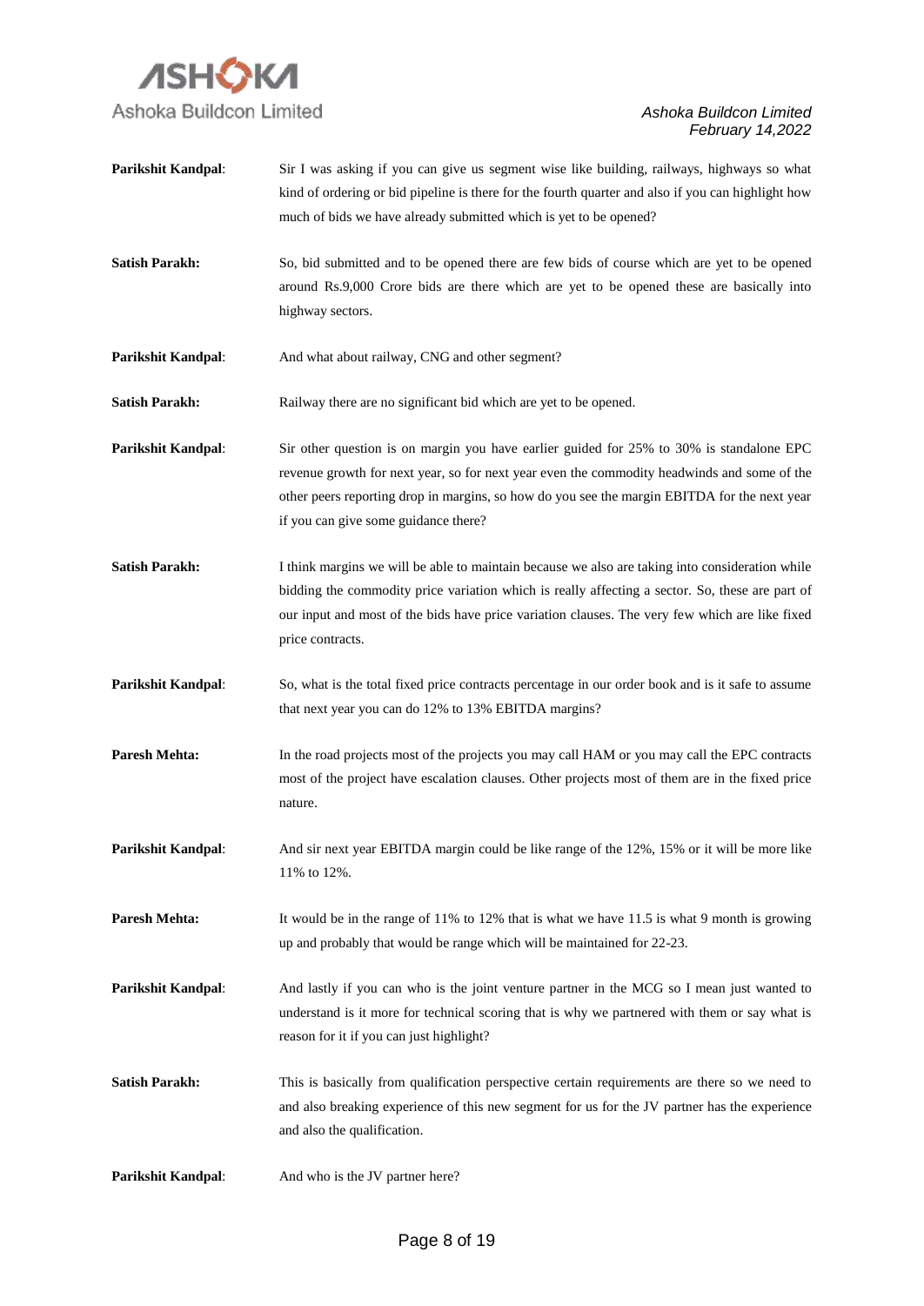**Parikshit Kandpal**: Sir I was asking if you can give us segment wise like building, railways, highways so what kind of ordering or bid pipeline is there for the fourth quarter and also if you can highlight how much of bids we have already submitted which is yet to be opened?

**Satish Parakh:** So, bid submitted and to be opened there are few bids of course which are yet to be opened around Rs.9,000 Crore bids are there which are yet to be opened these are basically into highway sectors.

**Parikshit Kandpal**: And what about railway, CNG and other segment?

**Satish Parakh:** Railway there are no significant bid which are yet to be opened.

**Parikshit Kandpal**: Sir other question is on margin you have earlier guided for 25% to 30% is standalone EPC revenue growth for next year, so for next year even the commodity headwinds and some of the other peers reporting drop in margins, so how do you see the margin EBITDA for the next year if you can give some guidance there?

**Satish Parakh:** I think margins we will be able to maintain because we also are taking into consideration while bidding the commodity price variation which is really affecting a sector. So, these are part of our input and most of the bids have price variation clauses. The very few which are like fixed price contracts.

**Parikshit Kandpal**: So, what is the total fixed price contracts percentage in our order book and is it safe to assume that next year you can do 12% to 13% EBITDA margins?

**Paresh Mehta:** In the road projects most of the projects you may call HAM or you may call the EPC contracts most of the project have escalation clauses. Other projects most of them are in the fixed price nature.

**Parikshit Kandpal**: And sir next year EBITDA margin could be like range of the 12%, 15% or it will be more like 11% to 12%.

**Paresh Mehta:** It would be in the range of 11% to 12% that is what we have 11.5 is what 9 month is growing up and probably that would be range which will be maintained for 22-23.

**Parikshit Kandpal**: And lastly if you can who is the joint venture partner in the MCG so I mean just wanted to understand is it more for technical scoring that is why we partnered with them or say what is reason for it if you can just highlight?

**Satish Parakh:** This is basically from qualification perspective certain requirements are there so we need to and also breaking experience of this new segment for us for the JV partner has the experience and also the qualification.

**Parikshit Kandpal**: And who is the JV partner here?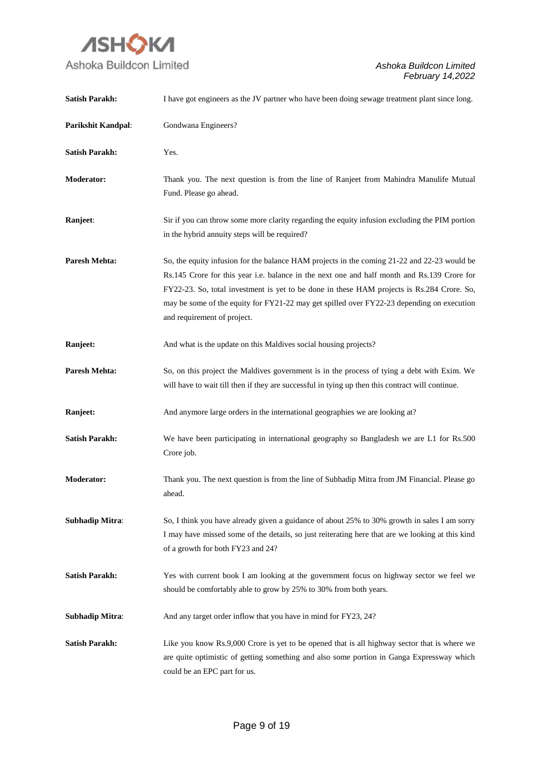**Satish Parakh:** I have got engineers as the JV partner who have been doing sewage treatment plant since long.

**Parikshit Kandpal**: Gondwana Engineers?

**Satish Parakh:** Yes.

**Moderator:** Thank you. The next question is from the line of Ranjeet from Mahindra Manulife Mutual Fund. Please go ahead.

**Ranjeet**: Sir if you can throw some more clarity regarding the equity infusion excluding the PIM portion in the hybrid annuity steps will be required?

**Paresh Mehta:** So, the equity infusion for the balance HAM projects in the coming 21-22 and 22-23 would be Rs.145 Crore for this year i.e. balance in the next one and half month and Rs.139 Crore for FY22-23. So, total investment is yet to be done in these HAM projects is Rs.284 Crore. So, may be some of the equity for FY21-22 may get spilled over FY22-23 depending on execution and requirement of project.

**Ranjeet:** And what is the update on this Maldives social housing projects?

**Paresh Mehta:** So, on this project the Maldives government is in the process of tying a debt with Exim. We will have to wait till then if they are successful in tying up then this contract will continue.

**Ranjeet:** And anymore large orders in the international geographies we are looking at?

**Satish Parakh:** We have been participating in international geography so Bangladesh we are L1 for Rs.500 Crore job.

**Moderator:** Thank you. The next question is from the line of Subhadip Mitra from JM Financial. Please go ahead.

**Subhadip Mitra**: So, I think you have already given a guidance of about 25% to 30% growth in sales I am sorry I may have missed some of the details, so just reiterating here that are we looking at this kind of a growth for both FY23 and 24?

**Satish Parakh:** Yes with current book I am looking at the government focus on highway sector we feel we should be comfortably able to grow by 25% to 30% from both years.

**Subhadip Mitra**: And any target order inflow that you have in mind for FY23, 24?

**Satish Parakh:** Like you know Rs.9,000 Crore is yet to be opened that is all highway sector that is where we are quite optimistic of getting something and also some portion in Ganga Expressway which could be an EPC part for us.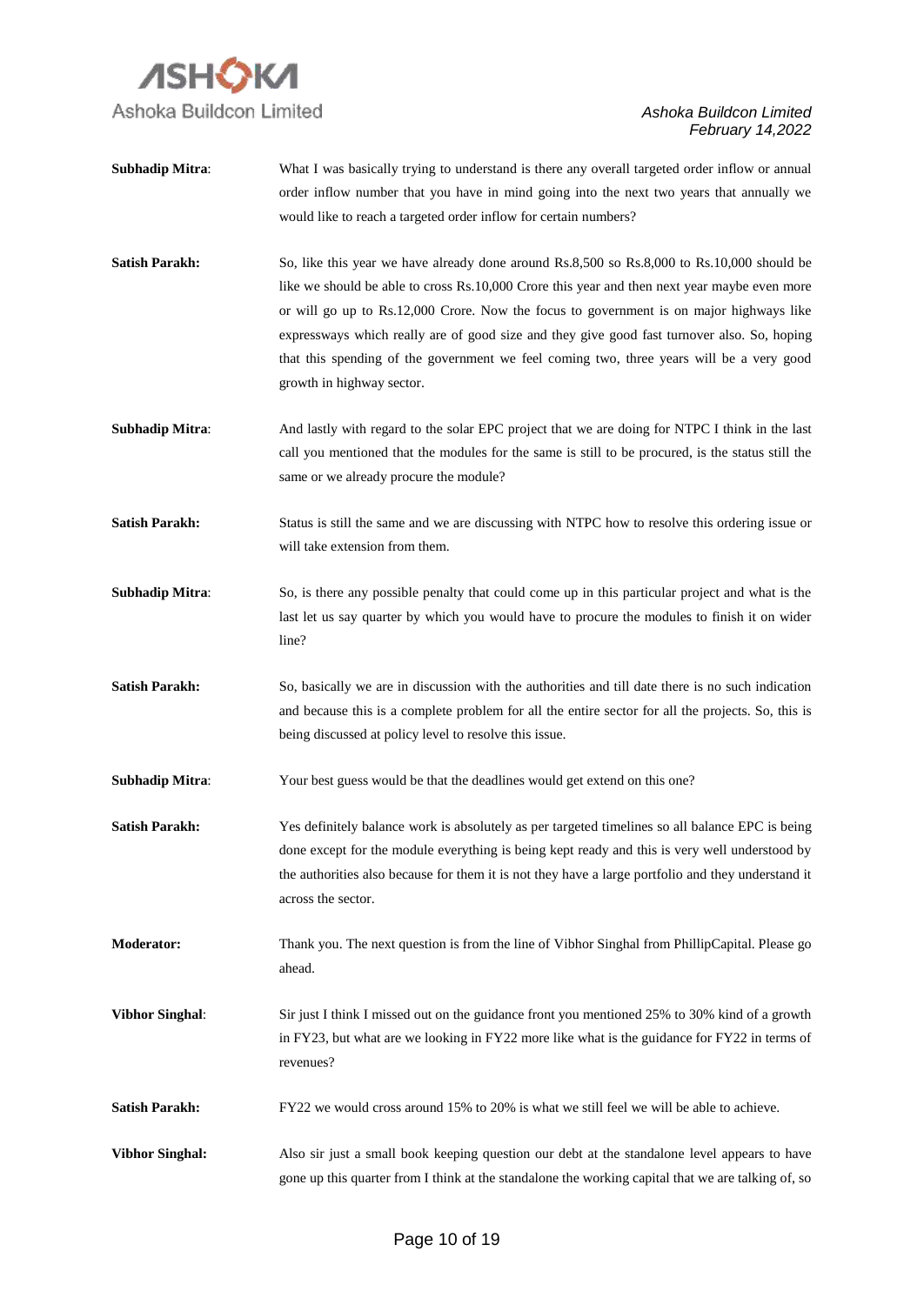**Subhadip Mitra**: What I was basically trying to understand is there any overall targeted order inflow or annual order inflow number that you have in mind going into the next two years that annually we would like to reach a targeted order inflow for certain numbers?

**Satish Parakh:** So, like this year we have already done around Rs.8,500 so Rs.8,000 to Rs.10,000 should be like we should be able to cross Rs.10,000 Crore this year and then next year maybe even more or will go up to Rs.12,000 Crore. Now the focus to government is on major highways like expressways which really are of good size and they give good fast turnover also. So, hoping that this spending of the government we feel coming two, three years will be a very good growth in highway sector.

**Subhadip Mitra**: And lastly with regard to the solar EPC project that we are doing for NTPC I think in the last call you mentioned that the modules for the same is still to be procured, is the status still the same or we already procure the module?

**Satish Parakh:** Status is still the same and we are discussing with NTPC how to resolve this ordering issue or will take extension from them.

**Subhadip Mitra**: So, is there any possible penalty that could come up in this particular project and what is the last let us say quarter by which you would have to procure the modules to finish it on wider line?

**Satish Parakh:** So, basically we are in discussion with the authorities and till date there is no such indication and because this is a complete problem for all the entire sector for all the projects. So, this is being discussed at policy level to resolve this issue.

**Subhadip Mitra**: Your best guess would be that the deadlines would get extend on this one?

**Satish Parakh:** Yes definitely balance work is absolutely as per targeted timelines so all balance EPC is being done except for the module everything is being kept ready and this is very well understood by the authorities also because for them it is not they have a large portfolio and they understand it across the sector.

**Moderator:** Thank you. The next question is from the line of Vibhor Singhal from PhillipCapital. Please go ahead.

**Vibhor Singhal**: Sir just I think I missed out on the guidance front you mentioned 25% to 30% kind of a growth in FY23, but what are we looking in FY22 more like what is the guidance for FY22 in terms of revenues?

**Satish Parakh:** FY22 we would cross around 15% to 20% is what we still feel we will be able to achieve.

**Vibhor Singhal:** Also sir just a small book keeping question our debt at the standalone level appears to have gone up this quarter from I think at the standalone the working capital that we are talking of, so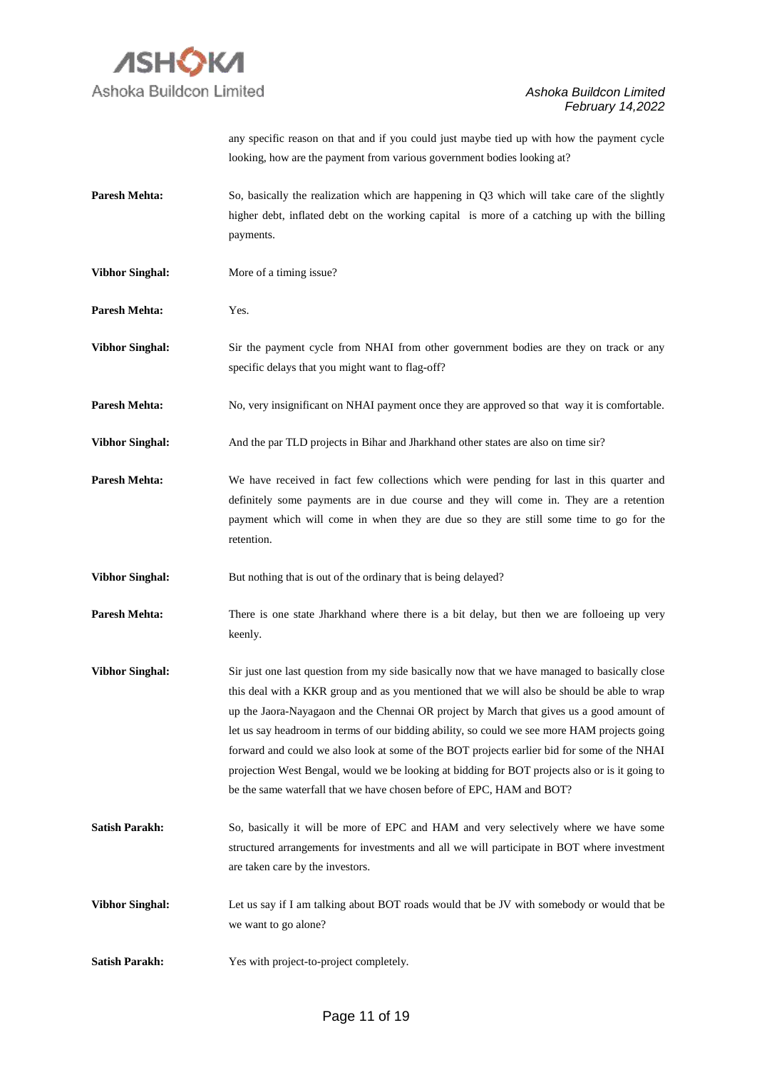any specific reason on that and if you could just maybe tied up with how the payment cycle looking, how are the payment from various government bodies looking at?

**Paresh Mehta:** So, basically the realization which are happening in Q3 which will take care of the slightly higher debt, inflated debt on the working capital is more of a catching up with the billing payments.

**Vibhor Singhal:** More of a timing issue?

**Paresh Mehta:** Yes.

**Vibhor Singhal:** Sir the payment cycle from NHAI from other government bodies are they on track or any specific delays that you might want to flag-off?

**Paresh Mehta:** No, very insignificant on NHAI payment once they are approved so that way it is comfortable.

**Vibhor Singhal:** And the par TLD projects in Bihar and Jharkhand other states are also on time sir?

**Paresh Mehta:** We have received in fact few collections which were pending for last in this quarter and definitely some payments are in due course and they will come in. They are a retention payment which will come in when they are due so they are still some time to go for the retention.

**Vibhor Singhal:** But nothing that is out of the ordinary that is being delayed?

**Paresh Mehta:** There is one state Jharkhand where there is a bit delay, but then we are folloeing up very keenly.

**Vibhor Singhal:** Sir just one last question from my side basically now that we have managed to basically close this deal with a KKR group and as you mentioned that we will also be should be able to wrap up the Jaora-Nayagaon and the Chennai OR project by March that gives us a good amount of let us say headroom in terms of our bidding ability, so could we see more HAM projects going forward and could we also look at some of the BOT projects earlier bid for some of the NHAI projection West Bengal, would we be looking at bidding for BOT projects also or is it going to be the same waterfall that we have chosen before of EPC, HAM and BOT?

**Satish Parakh:** So, basically it will be more of EPC and HAM and very selectively where we have some structured arrangements for investments and all we will participate in BOT where investment are taken care by the investors.

**Vibhor Singhal:** Let us say if I am talking about BOT roads would that be JV with somebody or would that be we want to go alone?

**Satish Parakh:** Yes with project-to-project completely.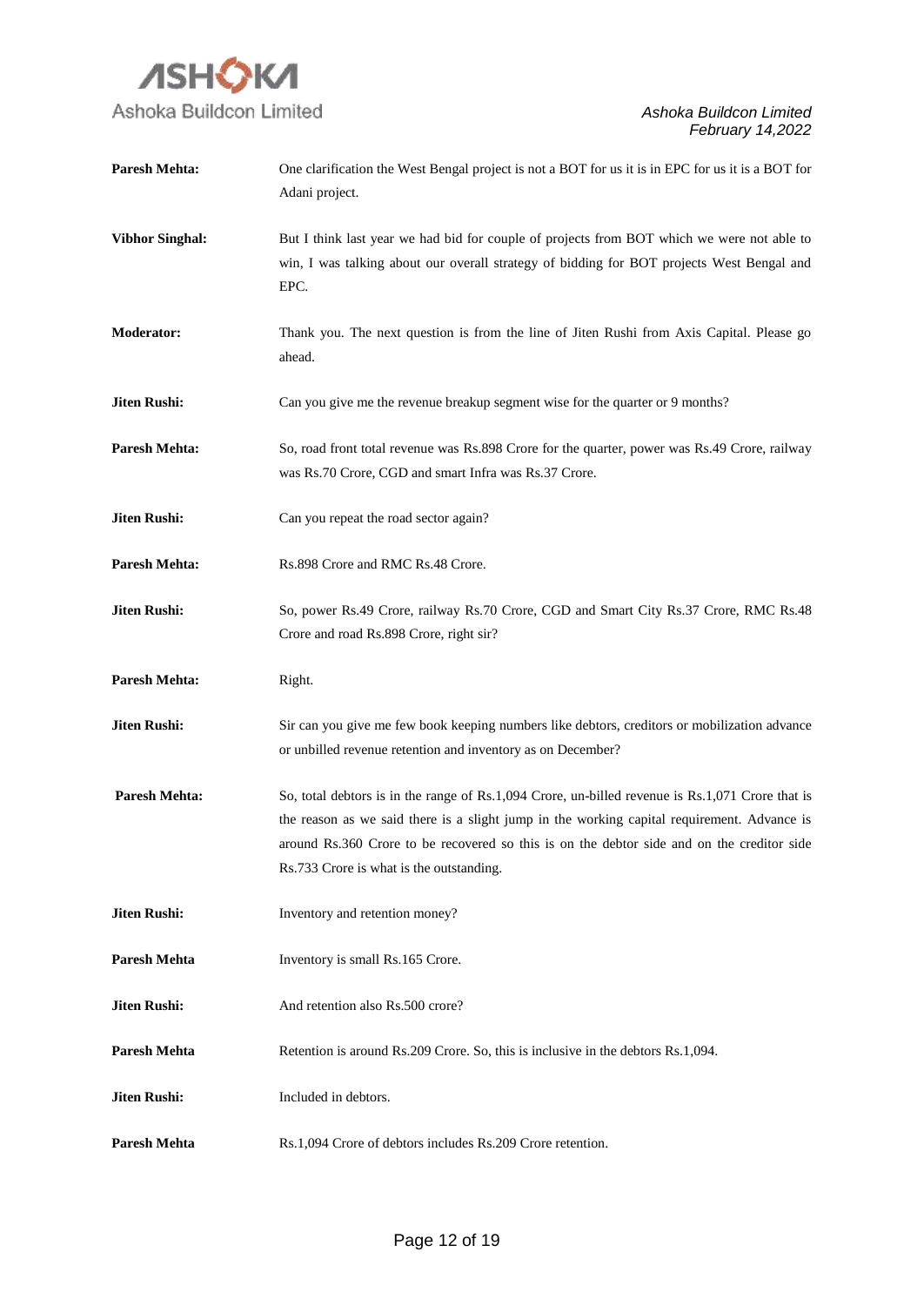**Paresh Mehta:** One clarification the West Bengal project is not a BOT for us it is in EPC for us it is a BOT for Adani project.

**Vibhor Singhal:** But I think last year we had bid for couple of projects from BOT which we were not able to win, I was talking about our overall strategy of bidding for BOT projects West Bengal and EPC.

**Moderator:** Thank you. The next question is from the line of Jiten Rushi from Axis Capital. Please go ahead.

**Jiten Rushi:** Can you give me the revenue breakup segment wise for the quarter or 9 months?

**Paresh Mehta:** So, road front total revenue was Rs.898 Crore for the quarter, power was Rs.49 Crore, railway was Rs.70 Crore, CGD and smart Infra was Rs.37 Crore.

**Jiten Rushi:** Can you repeat the road sector again?

**Paresh Mehta:** Rs.898 Crore and RMC Rs.48 Crore.

**Jiten Rushi:** So, power Rs.49 Crore, railway Rs.70 Crore, CGD and Smart City Rs.37 Crore, RMC Rs.48 Crore and road Rs.898 Crore, right sir?

**Paresh Mehta:** Right.

**Jiten Rushi:** Sir can you give me few book keeping numbers like debtors, creditors or mobilization advance or unbilled revenue retention and inventory as on December?

**Paresh Mehta:** So, total debtors is in the range of Rs.1,094 Crore, un-billed revenue is Rs.1,071 Crore that is the reason as we said there is a slight jump in the working capital requirement. Advance is around Rs.360 Crore to be recovered so this is on the debtor side and on the creditor side Rs.733 Crore is what is the outstanding.

**Jiten Rushi:** Inventory and retention money?

**Paresh Mehta** Inventory is small Rs.165 Crore.

**Jiten Rushi:** And retention also Rs.500 crore?

**Paresh Mehta** Retention is around Rs.209 Crore. So, this is inclusive in the debtors Rs.1,094.

**Jiten Rushi:** Included in debtors.

**Paresh Mehta** Rs.1,094 Crore of debtors includes Rs.209 Crore retention.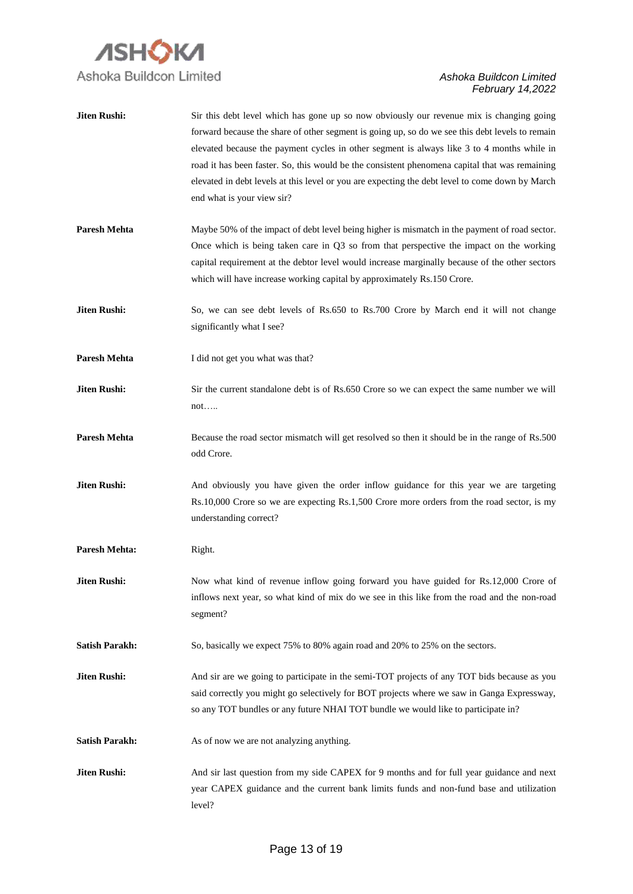**Jiten Rushi:** Sir this debt level which has gone up so now obviously our revenue mix is changing going forward because the share of other segment is going up, so do we see this debt levels to remain elevated because the payment cycles in other segment is always like 3 to 4 months while in road it has been faster. So, this would be the consistent phenomena capital that was remaining elevated in debt levels at this level or you are expecting the debt level to come down by March end what is your view sir?

**Paresh Mehta** Maybe 50% of the impact of debt level being higher is mismatch in the payment of road sector. Once which is being taken care in Q3 so from that perspective the impact on the working capital requirement at the debtor level would increase marginally because of the other sectors which will have increase working capital by approximately Rs.150 Crore.

**Jiten Rushi:** So, we can see debt levels of Rs.650 to Rs.700 Crore by March end it will not change significantly what I see?

**Paresh Mehta** I did not get you what was that?

**Jiten Rushi:** Sir the current standalone debt is of Rs.650 Crore so we can expect the same number we will not…..

**Paresh Mehta** Because the road sector mismatch will get resolved so then it should be in the range of Rs.500 odd Crore.

**Jiten Rushi:** And obviously you have given the order inflow guidance for this year we are targeting Rs.10,000 Crore so we are expecting Rs.1,500 Crore more orders from the road sector, is my understanding correct?

**Paresh Mehta:** Right.

**Jiten Rushi:** Now what kind of revenue inflow going forward you have guided for Rs.12,000 Crore of inflows next year, so what kind of mix do we see in this like from the road and the non-road segment?

**Satish Parakh:** So, basically we expect 75% to 80% again road and 20% to 25% on the sectors.

**Jiten Rushi:** And sir are we going to participate in the semi-TOT projects of any TOT bids because as you said correctly you might go selectively for BOT projects where we saw in Ganga Expressway, so any TOT bundles or any future NHAI TOT bundle we would like to participate in?

**Satish Parakh:** As of now we are not analyzing anything.

**Jiten Rushi:** And sir last question from my side CAPEX for 9 months and for full year guidance and next year CAPEX guidance and the current bank limits funds and non-fund base and utilization level?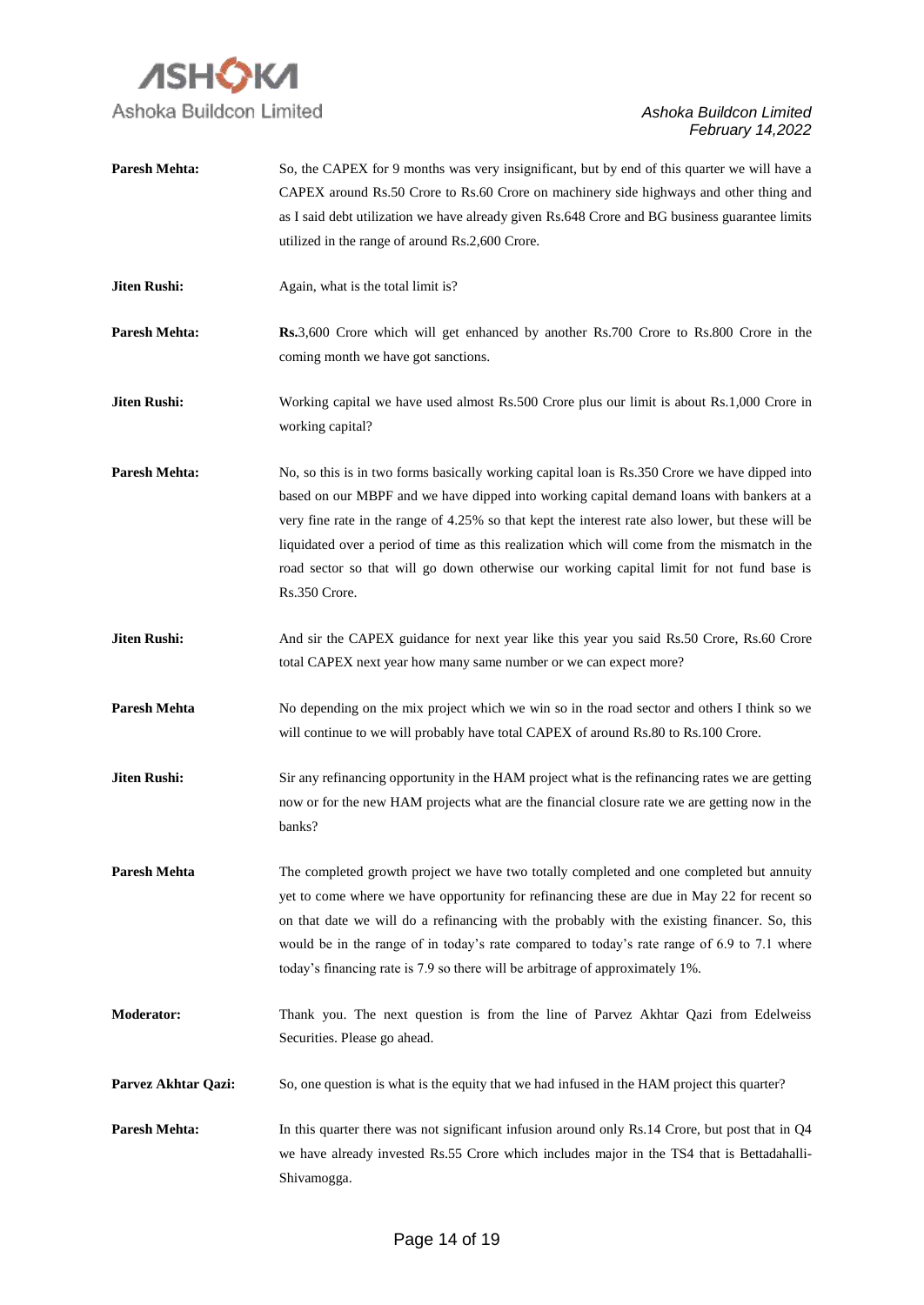**Paresh Mehta:** So, the CAPEX for 9 months was very insignificant, but by end of this quarter we will have a CAPEX around Rs.50 Crore to Rs.60 Crore on machinery side highways and other thing and as I said debt utilization we have already given Rs.648 Crore and BG business guarantee limits utilized in the range of around Rs.2,600 Crore.

**Jiten Rushi:** Again, what is the total limit is?

**Paresh Mehta:** **Rs.**3,600 Crore which will get enhanced by another Rs.700 Crore to Rs.800 Crore in the coming month we have got sanctions.

**Jiten Rushi:** Working capital we have used almost Rs.500 Crore plus our limit is about Rs.1,000 Crore in working capital?

**Paresh Mehta:** No, so this is in two forms basically working capital loan is Rs.350 Crore we have dipped into based on our MBPF and we have dipped into working capital demand loans with bankers at a very fine rate in the range of 4.25% so that kept the interest rate also lower, but these will be liquidated over a period of time as this realization which will come from the mismatch in the road sector so that will go down otherwise our working capital limit for not fund base is Rs.350 Crore.

**Jiten Rushi:** And sir the CAPEX guidance for next year like this year you said Rs.50 Crore, Rs.60 Crore total CAPEX next year how many same number or we can expect more?

**Paresh Mehta** No depending on the mix project which we win so in the road sector and others I think so we will continue to we will probably have total CAPEX of around Rs.80 to Rs.100 Crore.

**Jiten Rushi:** Sir any refinancing opportunity in the HAM project what is the refinancing rates we are getting now or for the new HAM projects what are the financial closure rate we are getting now in the banks?

**Paresh Mehta** The completed growth project we have two totally completed and one completed but annuity yet to come where we have opportunity for refinancing these are due in May 22 for recent so on that date we will do a refinancing with the probably with the existing financer. So, this would be in the range of in today's rate compared to today's rate range of 6.9 to 7.1 where today's financing rate is 7.9 so there will be arbitrage of approximately 1%.

**Moderator:** Thank you. The next question is from the line of Parvez Akhtar Qazi from Edelweiss Securities. Please go ahead.

**Parvez Akhtar Qazi:** So, one question is what is the equity that we had infused in the HAM project this quarter?

**Paresh Mehta:** In this quarter there was not significant infusion around only Rs.14 Crore, but post that in Q4 we have already invested Rs.55 Crore which includes major in the TS4 that is Bettadahalli-Shivamogga.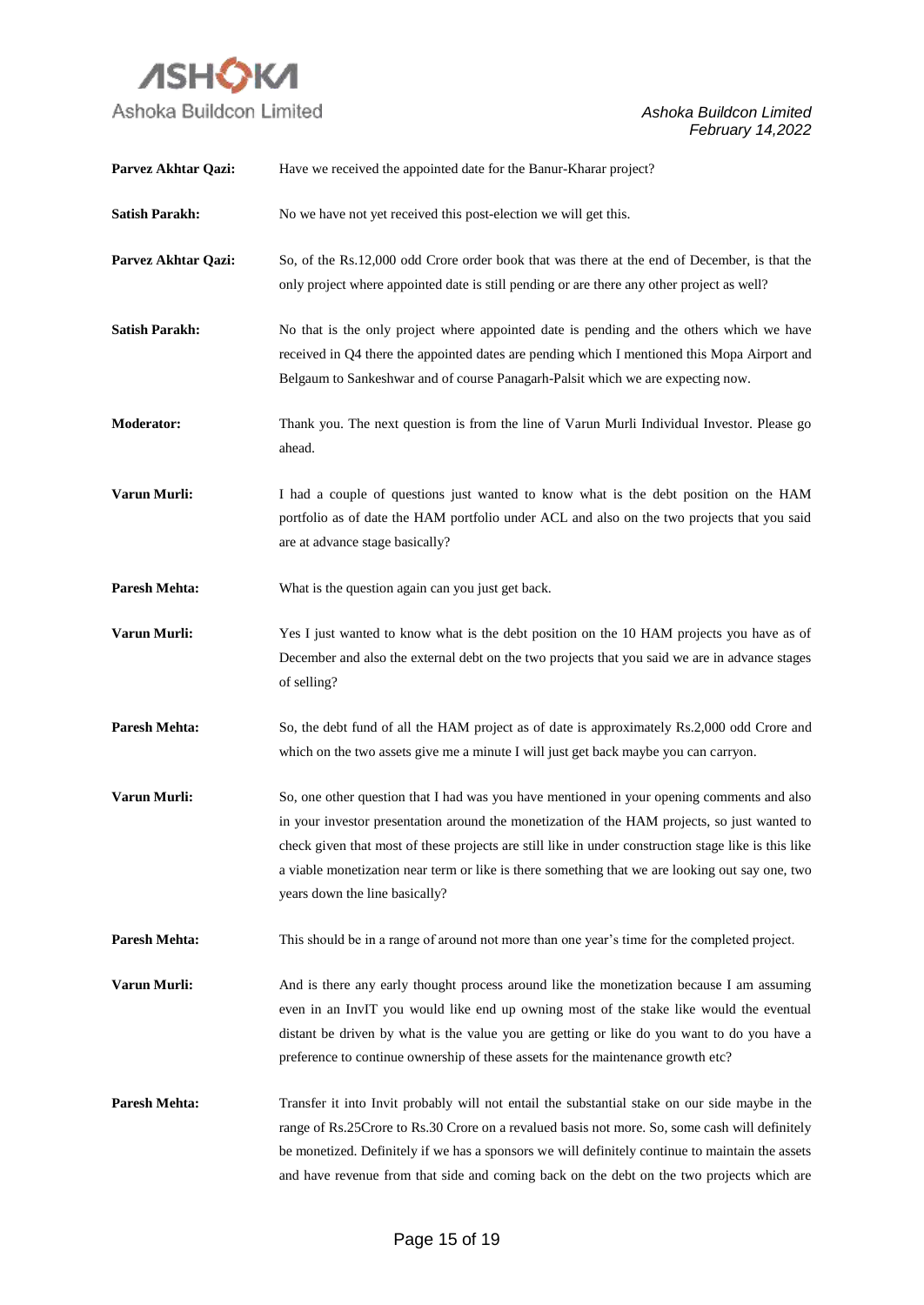**Parvez Akhtar Qazi:** Have we received the appointed date for the Banur-Kharar project?

**Satish Parakh:** No we have not yet received this post-election we will get this.

**Parvez Akhtar Qazi:** So, of the Rs.12,000 odd Crore order book that was there at the end of December, is that the only project where appointed date is still pending or are there any other project as well?

**Satish Parakh:** No that is the only project where appointed date is pending and the others which we have received in Q4 there the appointed dates are pending which I mentioned this Mopa Airport and Belgaum to Sankeshwar and of course Panagarh-Palsit which we are expecting now.

**Moderator:** Thank you. The next question is from the line of Varun Murli Individual Investor. Please go ahead.

**Varun Murli:** I had a couple of questions just wanted to know what is the debt position on the HAM portfolio as of date the HAM portfolio under ACL and also on the two projects that you said are at advance stage basically?

**Paresh Mehta:** What is the question again can you just get back.

**Varun Murli:** Yes I just wanted to know what is the debt position on the 10 HAM projects you have as of December and also the external debt on the two projects that you said we are in advance stages of selling?

**Paresh Mehta:** So, the debt fund of all the HAM project as of date is approximately Rs.2,000 odd Crore and which on the two assets give me a minute I will just get back maybe you can carryon.

**Varun Murli:** So, one other question that I had was you have mentioned in your opening comments and also in your investor presentation around the monetization of the HAM projects, so just wanted to check given that most of these projects are still like in under construction stage like is this like a viable monetization near term or like is there something that we are looking out say one, two years down the line basically?

**Paresh Mehta:** This should be in a range of around not more than one year's time for the completed project.

**Varun Murli:** And is there any early thought process around like the monetization because I am assuming even in an InvIT you would like end up owning most of the stake like would the eventual distant be driven by what is the value you are getting or like do you want to do you have a preference to continue ownership of these assets for the maintenance growth etc?

**Paresh Mehta:** Transfer it into Invit probably will not entail the substantial stake on our side maybe in the range of Rs.25Crore to Rs.30 Crore on a revalued basis not more. So, some cash will definitely be monetized. Definitely if we has a sponsors we will definitely continue to maintain the assets and have revenue from that side and coming back on the debt on the two projects which are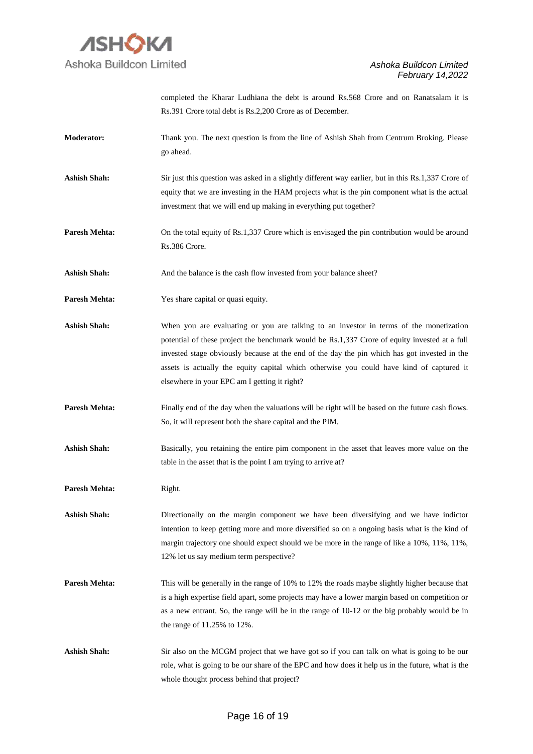completed the Kharar Ludhiana the debt is around Rs.568 Crore and on Ranatsalam it is Rs.391 Crore total debt is Rs.2,200 Crore as of December.

**Moderator:** Thank you. The next question is from the line of Ashish Shah from Centrum Broking. Please go ahead.

**Ashish Shah:** Sir just this question was asked in a slightly different way earlier, but in this Rs.1,337 Crore of equity that we are investing in the HAM projects what is the pin component what is the actual investment that we will end up making in everything put together?

**Paresh Mehta:** On the total equity of Rs.1,337 Crore which is envisaged the pin contribution would be around Rs.386 Crore.

**Ashish Shah:** And the balance is the cash flow invested from your balance sheet?

**Paresh Mehta:** Yes share capital or quasi equity.

**Ashish Shah:** When you are evaluating or you are talking to an investor in terms of the monetization potential of these project the benchmark would be Rs.1,337 Crore of equity invested at a full invested stage obviously because at the end of the day the pin which has got invested in the assets is actually the equity capital which otherwise you could have kind of captured it elsewhere in your EPC am I getting it right?

**Paresh Mehta:** Finally end of the day when the valuations will be right will be based on the future cash flows. So, it will represent both the share capital and the PIM.

**Ashish Shah:** Basically, you retaining the entire pim component in the asset that leaves more value on the table in the asset that is the point I am trying to arrive at?

**Paresh Mehta:** Right.

**Ashish Shah:** Directionally on the margin component we have been diversifying and we have indictor intention to keep getting more and more diversified so on a ongoing basis what is the kind of margin trajectory one should expect should we be more in the range of like a 10%, 11%, 11%, 12% let us say medium term perspective?

**Paresh Mehta:** This will be generally in the range of 10% to 12% the roads maybe slightly higher because that is a high expertise field apart, some projects may have a lower margin based on competition or as a new entrant. So, the range will be in the range of 10-12 or the big probably would be in the range of 11.25% to 12%.

**Ashish Shah:** Sir also on the MCGM project that we have got so if you can talk on what is going to be our role, what is going to be our share of the EPC and how does it help us in the future, what is the whole thought process behind that project?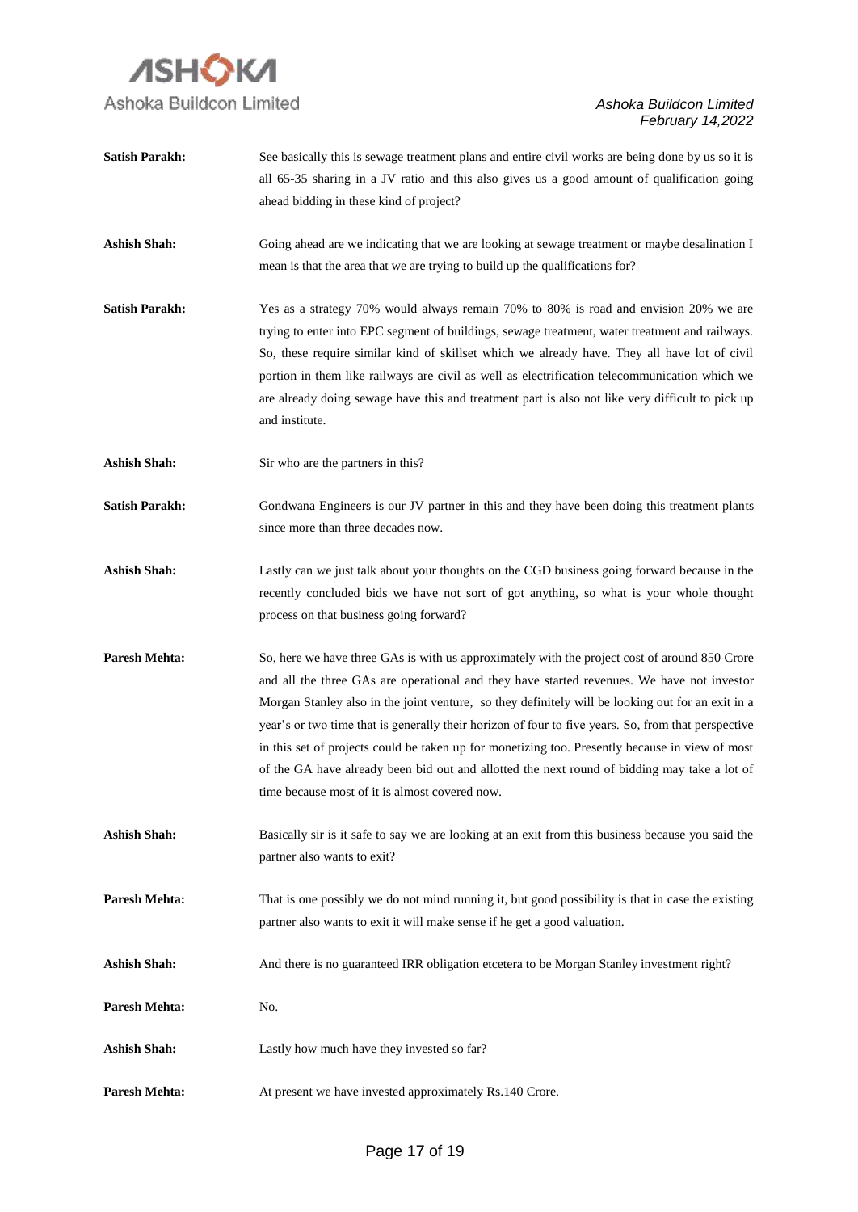**Satish Parakh:** See basically this is sewage treatment plans and entire civil works are being done by us so it is all 65-35 sharing in a JV ratio and this also gives us a good amount of qualification going ahead bidding in these kind of project?

**Ashish Shah:** Going ahead are we indicating that we are looking at sewage treatment or maybe desalination I mean is that the area that we are trying to build up the qualifications for?

**Satish Parakh:** Yes as a strategy 70% would always remain 70% to 80% is road and envision 20% we are trying to enter into EPC segment of buildings, sewage treatment, water treatment and railways. So, these require similar kind of skillset which we already have. They all have lot of civil portion in them like railways are civil as well as electrification telecommunication which we are already doing sewage have this and treatment part is also not like very difficult to pick up and institute.

**Ashish Shah:** Sir who are the partners in this?

**Satish Parakh:** Gondwana Engineers is our JV partner in this and they have been doing this treatment plants since more than three decades now.

**Ashish Shah:** Lastly can we just talk about your thoughts on the CGD business going forward because in the recently concluded bids we have not sort of got anything, so what is your whole thought process on that business going forward?

**Paresh Mehta:** So, here we have three GAs is with us approximately with the project cost of around 850 Crore and all the three GAs are operational and they have started revenues. We have not investor Morgan Stanley also in the joint venture, so they definitely will be looking out for an exit in a year's or two time that is generally their horizon of four to five years. So, from that perspective in this set of projects could be taken up for monetizing too. Presently because in view of most of the GA have already been bid out and allotted the next round of bidding may take a lot of time because most of it is almost covered now.

**Ashish Shah:** Basically sir is it safe to say we are looking at an exit from this business because you said the partner also wants to exit?

**Paresh Mehta:** That is one possibly we do not mind running it, but good possibility is that in case the existing partner also wants to exit it will make sense if he get a good valuation.

**Ashish Shah:** And there is no guaranteed IRR obligation etcetera to be Morgan Stanley investment right?

**Paresh Mehta:** No.

**Ashish Shah:** Lastly how much have they invested so far?

**Paresh Mehta:** At present we have invested approximately Rs.140 Crore.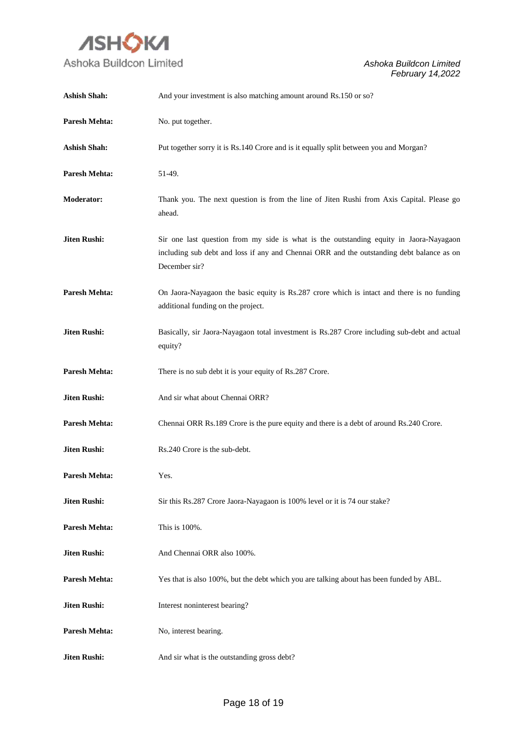**Ashish Shah:** And your investment is also matching amount around Rs.150 or so?

**Paresh Mehta:** No. put together.

**Ashish Shah:** Put together sorry it is Rs.140 Crore and is it equally split between you and Morgan?

**Paresh Mehta:** 51-49.

**Moderator:** Thank you. The next question is from the line of Jiten Rushi from Axis Capital. Please go ahead.

**Jiten Rushi:** Sir one last question from my side is what is the outstanding equity in Jaora-Nayagaon including sub debt and loss if any and Chennai ORR and the outstanding debt balance as on December sir?

**Paresh Mehta:** On Jaora-Nayagaon the basic equity is Rs.287 crore which is intact and there is no funding additional funding on the project.

**Jiten Rushi:** Basically, sir Jaora-Nayagaon total investment is Rs.287 Crore including sub-debt and actual equity?

**Paresh Mehta:** There is no sub debt it is your equity of Rs.287 Crore.

**Jiten Rushi:** And sir what about Chennai ORR?

**Paresh Mehta:** Chennai ORR Rs.189 Crore is the pure equity and there is a debt of around Rs.240 Crore.

**Jiten Rushi:** Rs.240 Crore is the sub-debt.

**Paresh Mehta:** Yes.

**Jiten Rushi:** Sir this Rs.287 Crore Jaora-Nayagaon is 100% level or it is 74 our stake?

**Paresh Mehta:** This is 100%.

**Jiten Rushi:** And Chennai ORR also 100%.

**Paresh Mehta:** Yes that is also 100%, but the debt which you are talking about has been funded by ABL.

**Jiten Rushi:** Interest noninterest bearing?

**Paresh Mehta:** No, interest bearing.

**Jiten Rushi:** And sir what is the outstanding gross debt?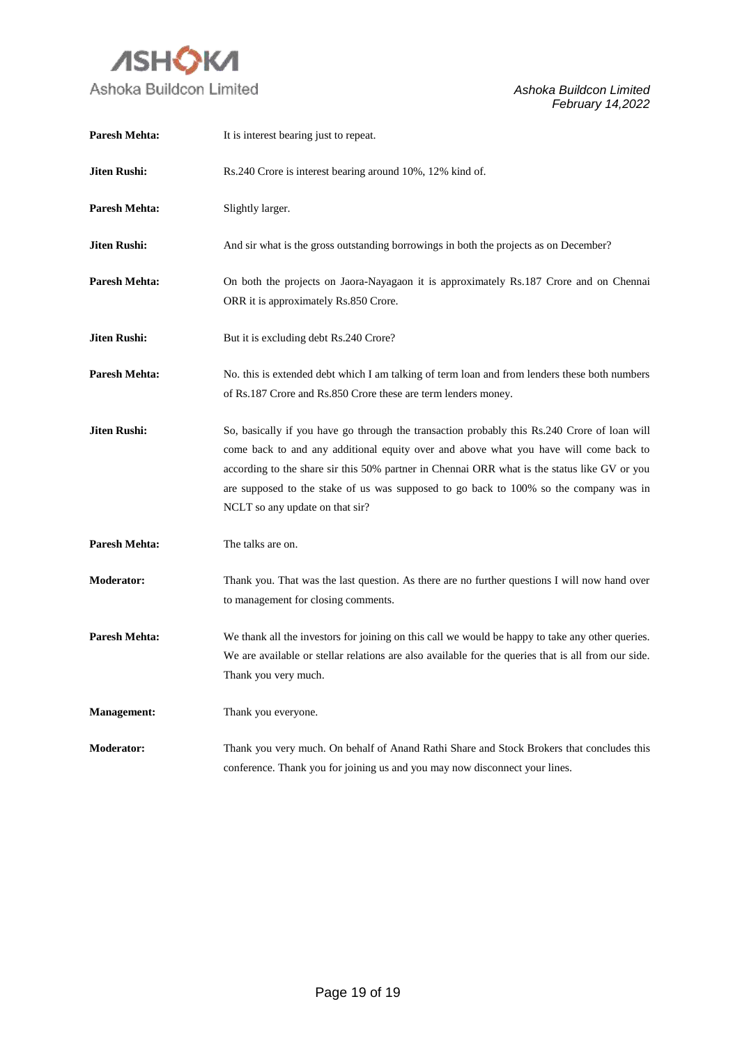**Paresh Mehta:** It is interest bearing just to repeat.

**Jiten Rushi:** Rs.240 Crore is interest bearing around 10%, 12% kind of.

**Paresh Mehta:** Slightly larger.

**Jiten Rushi:** And sir what is the gross outstanding borrowings in both the projects as on December?

**Paresh Mehta:** On both the projects on Jaora-Nayagaon it is approximately Rs.187 Crore and on Chennai ORR it is approximately Rs.850 Crore.

**Jiten Rushi:** But it is excluding debt Rs.240 Crore?

**Paresh Mehta:** No. this is extended debt which I am talking of term loan and from lenders these both numbers of Rs.187 Crore and Rs.850 Crore these are term lenders money.

**Jiten Rushi:** So, basically if you have go through the transaction probably this Rs.240 Crore of loan will come back to and any additional equity over and above what you have will come back to according to the share sir this 50% partner in Chennai ORR what is the status like GV or you are supposed to the stake of us was supposed to go back to 100% so the company was in NCLT so any update on that sir?

**Paresh Mehta:** The talks are on.

**Moderator:** Thank you. That was the last question. As there are no further questions I will now hand over to management for closing comments.

**Paresh Mehta:** We thank all the investors for joining on this call we would be happy to take any other queries. We are available or stellar relations are also available for the queries that is all from our side. Thank you very much.

**Management:** Thank you everyone.

**Moderator:** Thank you very much. On behalf of Anand Rathi Share and Stock Brokers that concludes this conference. Thank you for joining us and you may now disconnect your lines.